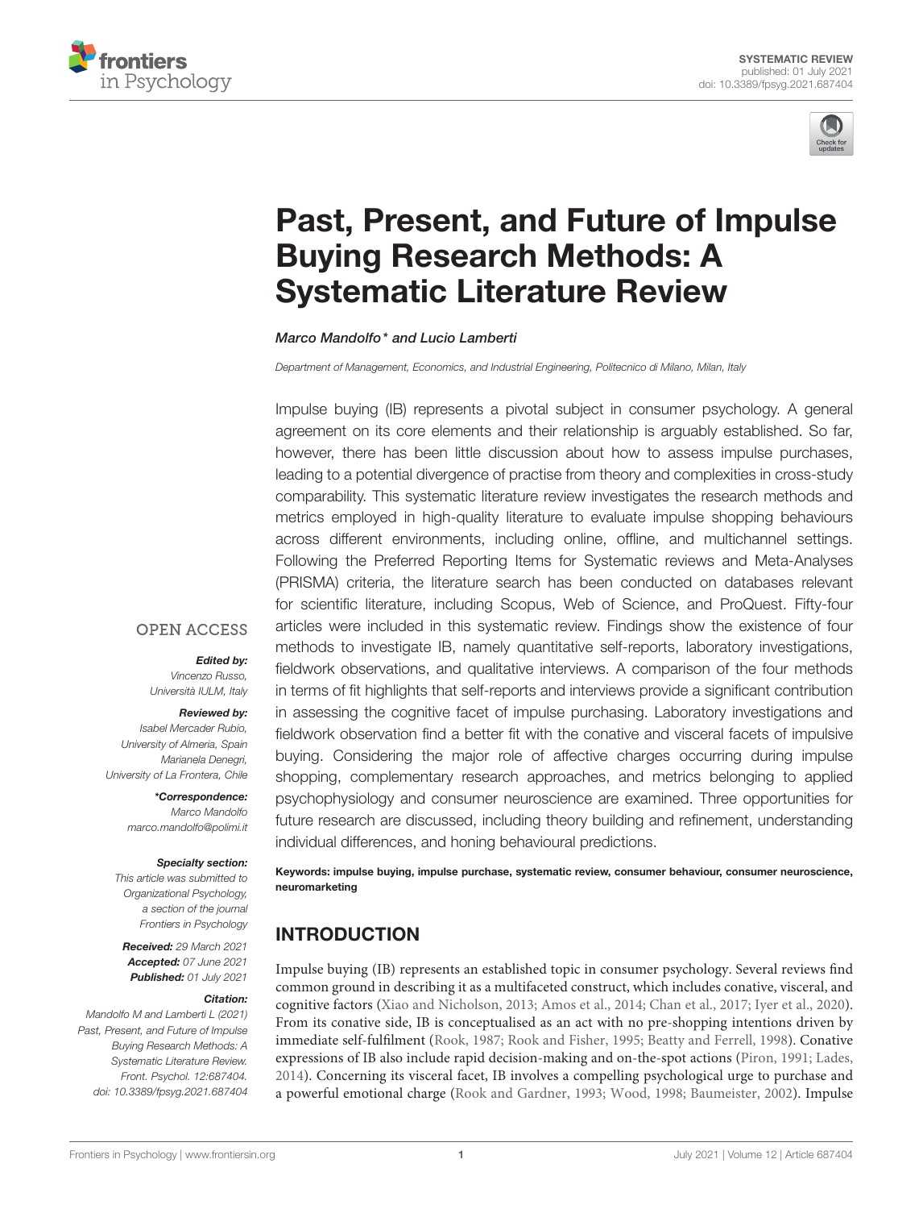SYSTEMATIC REVIEW
published: 01 July 2021
doi: 10.3389/fpsyg.2021.687404

# Past, Present, and Future of Impulse Buying Research Methods: A Systematic Literature Review

*Marco Mandolfo\* and Lucio Lamberti*

*Department of Management, Economics, and Industrial Engineering, Politecnico di Milano, Milan, Italy*

Impulse buying (IB) represents a pivotal subject in consumer psychology. A general agreement on its core elements and their relationship is arguably established. So far, however, there has been little discussion about how to assess impulse purchases, leading to a potential divergence of practise from theory and complexities in cross-study comparability. This systematic literature review investigates the research methods and metrics employed in high-quality literature to evaluate impulse shopping behaviours across different environments, including online, offline, and multichannel settings. Following the Preferred Reporting Items for Systematic reviews and Meta-Analyses (PRISMA) criteria, the literature search has been conducted on databases relevant for scientific literature, including Scopus, Web of Science, and ProQuest. Fifty-four articles were included in this systematic review. Findings show the existence of four methods to investigate IB, namely quantitative self-reports, laboratory investigations, fieldwork observations, and qualitative interviews. A comparison of the four methods in terms of fit highlights that self-reports and interviews provide a significant contribution in assessing the cognitive facet of impulse purchasing. Laboratory investigations and fieldwork observation find a better fit with the conative and visceral facets of impulsive buying. Considering the major role of affective charges occurring during impulse shopping, complementary research approaches, and metrics belonging to applied psychophysiology and consumer neuroscience are examined. Three opportunities for future research are discussed, including theory building and refinement, understanding individual differences, and honing behavioural predictions.

**Keywords: impulse buying, impulse purchase, systematic review, consumer behaviour, consumer neuroscience, neuromarketing**

OPEN ACCESS

***Edited by:***
*Vincenzo Russo,*
*Università IULM, Italy*

***Reviewed by:***
*Isabel Mercader Rubio,*
*University of Almeria, Spain*
*Marianela Denegri,*
*University of La Frontera, Chile*

***\*Correspondence:***
*Marco Mandolfo*
*marco.mandolfo@polimi.it*

***Specialty section:***
*This article was submitted to Organizational Psychology, a section of the journal Frontiers in Psychology*

***Received:*** *29 March 2021*
***Accepted:*** *07 June 2021*
***Published:*** *01 July 2021*

***Citation:***
*Mandolfo M and Lamberti L (2021) Past, Present, and Future of Impulse Buying Research Methods: A Systematic Literature Review. Front. Psychol. 12:687404. doi: 10.3389/fpsyg.2021.687404*

## INTRODUCTION

Impulse buying (IB) represents an established topic in consumer psychology. Several reviews find common ground in describing it as a multifaceted construct, which includes conative, visceral, and cognitive factors (Xiao and Nicholson, 2013; Amos et al., 2014; Chan et al., 2017; Iyer et al., 2020). From its conative side, IB is conceptualised as an act with no pre-shopping intentions driven by immediate self-fulfilment (Rook, 1987; Rook and Fisher, 1995; Beatty and Ferrell, 1998). Conative expressions of IB also include rapid decision-making and on-the-spot actions (Piron, 1991; Lades, 2014). Concerning its visceral facet, IB involves a compelling psychological urge to purchase and a powerful emotional charge (Rook and Gardner, 1993; Wood, 1998; Baumeister, 2002). Impulse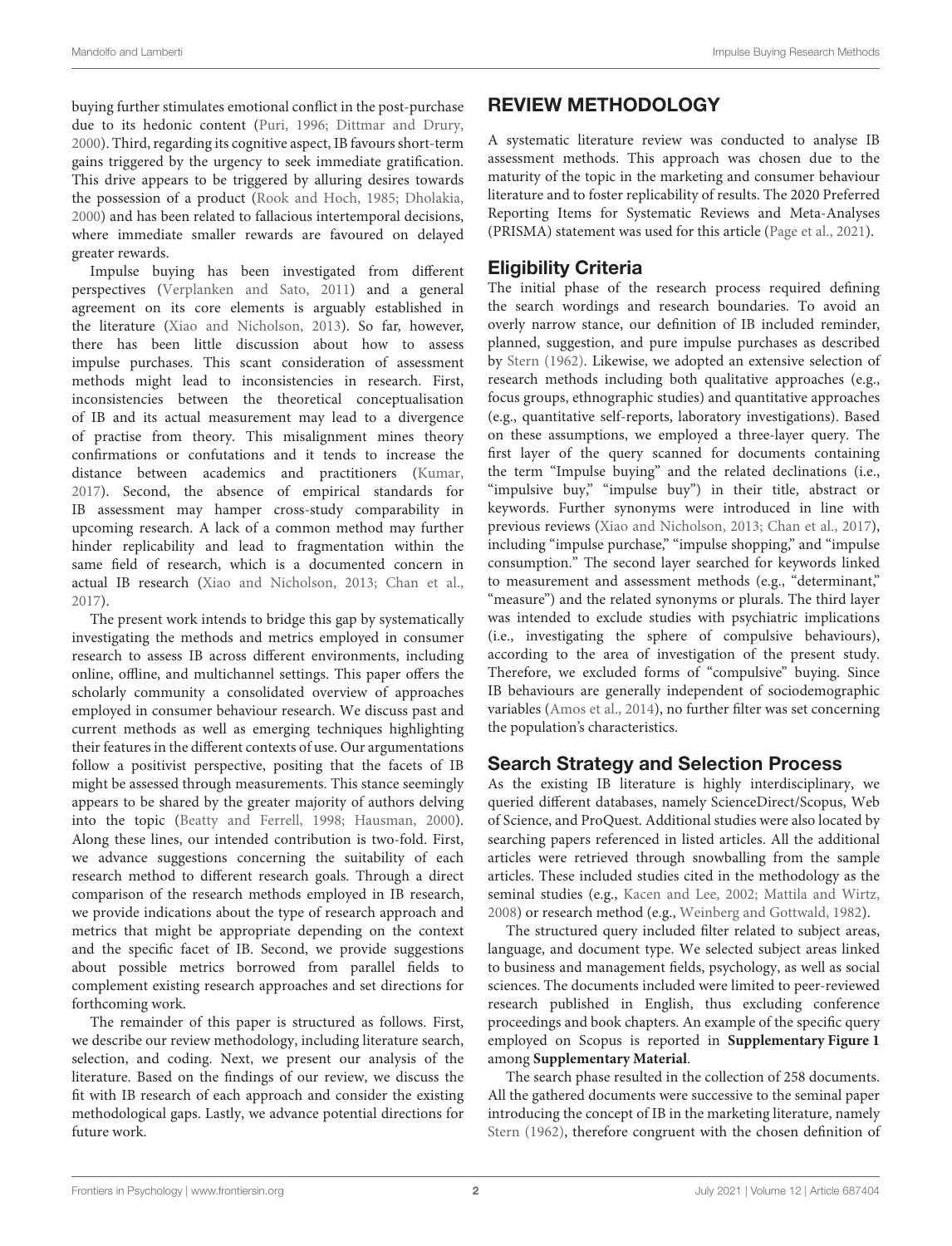buying further stimulates emotional conflict in the post-purchase due to its hedonic content (Puri, 1996; Dittmar and Drury, 2000). Third, regarding its cognitive aspect, IB favours short-term gains triggered by the urgency to seek immediate gratification. This drive appears to be triggered by alluring desires towards the possession of a product (Rook and Hoch, 1985; Dholakia, 2000) and has been related to fallacious intertemporal decisions, where immediate smaller rewards are favoured on delayed greater rewards.

Impulse buying has been investigated from different perspectives (Verplanken and Sato, 2011) and a general agreement on its core elements is arguably established in the literature (Xiao and Nicholson, 2013). So far, however, there has been little discussion about how to assess impulse purchases. This scant consideration of assessment methods might lead to inconsistencies in research. First, inconsistencies between the theoretical conceptualisation of IB and its actual measurement may lead to a divergence of practise from theory. This misalignment mines theory confirmations or confutations and it tends to increase the distance between academics and practitioners (Kumar, 2017). Second, the absence of empirical standards for IB assessment may hamper cross-study comparability in upcoming research. A lack of a common method may further hinder replicability and lead to fragmentation within the same field of research, which is a documented concern in actual IB research (Xiao and Nicholson, 2013; Chan et al., 2017).

The present work intends to bridge this gap by systematically investigating the methods and metrics employed in consumer research to assess IB across different environments, including online, offline, and multichannel settings. This paper offers the scholarly community a consolidated overview of approaches employed in consumer behaviour research. We discuss past and current methods as well as emerging techniques highlighting their features in the different contexts of use. Our argumentations follow a positivist perspective, positing that the facets of IB might be assessed through measurements. This stance seemingly appears to be shared by the greater majority of authors delving into the topic (Beatty and Ferrell, 1998; Hausman, 2000). Along these lines, our intended contribution is two-fold. First, we advance suggestions concerning the suitability of each research method to different research goals. Through a direct comparison of the research methods employed in IB research, we provide indications about the type of research approach and metrics that might be appropriate depending on the context and the specific facet of IB. Second, we provide suggestions about possible metrics borrowed from parallel fields to complement existing research approaches and set directions for forthcoming work.

The remainder of this paper is structured as follows. First, we describe our review methodology, including literature search, selection, and coding. Next, we present our analysis of the literature. Based on the findings of our review, we discuss the fit with IB research of each approach and consider the existing methodological gaps. Lastly, we advance potential directions for future work.

# REVIEW METHODOLOGY

A systematic literature review was conducted to analyse IB assessment methods. This approach was chosen due to the maturity of the topic in the marketing and consumer behaviour literature and to foster replicability of results. The 2020 Preferred Reporting Items for Systematic Reviews and Meta-Analyses (PRISMA) statement was used for this article (Page et al., 2021).

## Eligibility Criteria

The initial phase of the research process required defining the search wordings and research boundaries. To avoid an overly narrow stance, our definition of IB included reminder, planned, suggestion, and pure impulse purchases as described by Stern (1962). Likewise, we adopted an extensive selection of research methods including both qualitative approaches (e.g., focus groups, ethnographic studies) and quantitative approaches (e.g., quantitative self-reports, laboratory investigations). Based on these assumptions, we employed a three-layer query. The first layer of the query scanned for documents containing the term "Impulse buying" and the related declinations (i.e., "impulsive buy," "impulse buy") in their title, abstract or keywords. Further synonyms were introduced in line with previous reviews (Xiao and Nicholson, 2013; Chan et al., 2017), including "impulse purchase," "impulse shopping," and "impulse consumption." The second layer searched for keywords linked to measurement and assessment methods (e.g., "determinant," "measure") and the related synonyms or plurals. The third layer was intended to exclude studies with psychiatric implications (i.e., investigating the sphere of compulsive behaviours), according to the area of investigation of the present study. Therefore, we excluded forms of "compulsive" buying. Since IB behaviours are generally independent of sociodemographic variables (Amos et al., 2014), no further filter was set concerning the population's characteristics.

## Search Strategy and Selection Process

As the existing IB literature is highly interdisciplinary, we queried different databases, namely ScienceDirect/Scopus, Web of Science, and ProQuest. Additional studies were also located by searching papers referenced in listed articles. All the additional articles were retrieved through snowballing from the sample articles. These included studies cited in the methodology as the seminal studies (e.g., Kacen and Lee, 2002; Mattila and Wirtz, 2008) or research method (e.g., Weinberg and Gottwald, 1982).

The structured query included filter related to subject areas, language, and document type. We selected subject areas linked to business and management fields, psychology, as well as social sciences. The documents included were limited to peer-reviewed research published in English, thus excluding conference proceedings and book chapters. An example of the specific query employed on Scopus is reported in **Supplementary Figure 1** among **Supplementary Material**.

The search phase resulted in the collection of 258 documents. All the gathered documents were successive to the seminal paper introducing the concept of IB in the marketing literature, namely Stern (1962), therefore congruent with the chosen definition of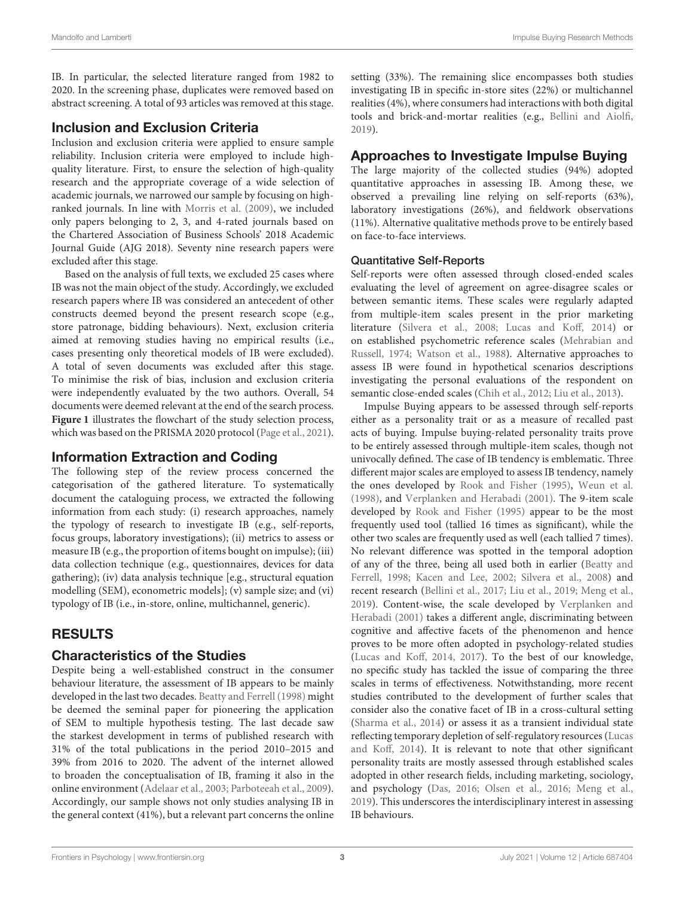IB. In particular, the selected literature ranged from 1982 to 2020. In the screening phase, duplicates were removed based on abstract screening. A total of 93 articles was removed at this stage.

## Inclusion and Exclusion Criteria

Inclusion and exclusion criteria were applied to ensure sample reliability. Inclusion criteria were employed to include high-quality literature. First, to ensure the selection of high-quality research and the appropriate coverage of a wide selection of academic journals, we narrowed our sample by focusing on high-ranked journals. In line with Morris et al. (2009), we included only papers belonging to 2, 3, and 4-rated journals based on the Chartered Association of Business Schools' 2018 Academic Journal Guide (AJG 2018). Seventy nine research papers were excluded after this stage.

Based on the analysis of full texts, we excluded 25 cases where IB was not the main object of the study. Accordingly, we excluded research papers where IB was considered an antecedent of other constructs deemed beyond the present research scope (e.g., store patronage, bidding behaviours). Next, exclusion criteria aimed at removing studies having no empirical results (i.e., cases presenting only theoretical models of IB were excluded). A total of seven documents was excluded after this stage. To minimise the risk of bias, inclusion and exclusion criteria were independently evaluated by the two authors. Overall, 54 documents were deemed relevant at the end of the search process. **Figure 1** illustrates the flowchart of the study selection process, which was based on the PRISMA 2020 protocol (Page et al., 2021).

## Information Extraction and Coding

The following step of the review process concerned the categorisation of the gathered literature. To systematically document the cataloguing process, we extracted the following information from each study: (i) research approaches, namely the typology of research to investigate IB (e.g., self-reports, focus groups, laboratory investigations); (ii) metrics to assess or measure IB (e.g., the proportion of items bought on impulse); (iii) data collection technique (e.g., questionnaires, devices for data gathering); (iv) data analysis technique [e.g., structural equation modelling (SEM), econometric models]; (v) sample size; and (vi) typology of IB (i.e., in-store, online, multichannel, generic).

# RESULTS

## Characteristics of the Studies

Despite being a well-established construct in the consumer behaviour literature, the assessment of IB appears to be mainly developed in the last two decades. Beatty and Ferrell (1998) might be deemed the seminal paper for pioneering the application of SEM to multiple hypothesis testing. The last decade saw the starkest development in terms of published research with 31% of the total publications in the period 2010–2015 and 39% from 2016 to 2020. The advent of the internet allowed to broaden the conceptualisation of IB, framing it also in the online environment (Adelaar et al., 2003; Parboteeah et al., 2009). Accordingly, our sample shows not only studies analysing IB in the general context (41%), but a relevant part concerns the online setting (33%). The remaining slice encompasses both studies investigating IB in specific in-store sites (22%) or multichannel realities (4%), where consumers had interactions with both digital tools and brick-and-mortar realities (e.g., Bellini and Aiolfi, 2019).

## Approaches to Investigate Impulse Buying

The large majority of the collected studies (94%) adopted quantitative approaches in assessing IB. Among these, we observed a prevailing line relying on self-reports (63%), laboratory investigations (26%), and fieldwork observations (11%). Alternative qualitative methods prove to be entirely based on face-to-face interviews.

### Quantitative Self-Reports

Self-reports were often assessed through closed-ended scales evaluating the level of agreement on agree-disagree scales or between semantic items. These scales were regularly adapted from multiple-item scales present in the prior marketing literature (Silvera et al., 2008; Lucas and Koff, 2014) or on established psychometric reference scales (Mehrabian and Russell, 1974; Watson et al., 1988). Alternative approaches to assess IB were found in hypothetical scenarios descriptions investigating the personal evaluations of the respondent on semantic close-ended scales (Chih et al., 2012; Liu et al., 2013).

Impulse Buying appears to be assessed through self-reports either as a personality trait or as a measure of recalled past acts of buying. Impulse buying-related personality traits prove to be entirely assessed through multiple-item scales, though not univocally defined. The case of IB tendency is emblematic. Three different major scales are employed to assess IB tendency, namely the ones developed by Rook and Fisher (1995), Weun et al. (1998), and Verplanken and Herabadi (2001). The 9-item scale developed by Rook and Fisher (1995) appear to be the most frequently used tool (tallied 16 times as significant), while the other two scales are frequently used as well (each tallied 7 times). No relevant difference was spotted in the temporal adoption of any of the three, being all used both in earlier (Beatty and Ferrell, 1998; Kacen and Lee, 2002; Silvera et al., 2008) and recent research (Bellini et al., 2017; Liu et al., 2019; Meng et al., 2019). Content-wise, the scale developed by Verplanken and Herabadi (2001) takes a different angle, discriminating between cognitive and affective facets of the phenomenon and hence proves to be more often adopted in psychology-related studies (Lucas and Koff, 2014, 2017). To the best of our knowledge, no specific study has tackled the issue of comparing the three scales in terms of effectiveness. Notwithstanding, more recent studies contributed to the development of further scales that consider also the conative facet of IB in a cross-cultural setting (Sharma et al., 2014) or assess it as a transient individual state reflecting temporary depletion of self-regulatory resources (Lucas and Koff, 2014). It is relevant to note that other significant personality traits are mostly assessed through established scales adopted in other research fields, including marketing, sociology, and psychology (Das, 2016; Olsen et al., 2016; Meng et al., 2019). This underscores the interdisciplinary interest in assessing IB behaviours.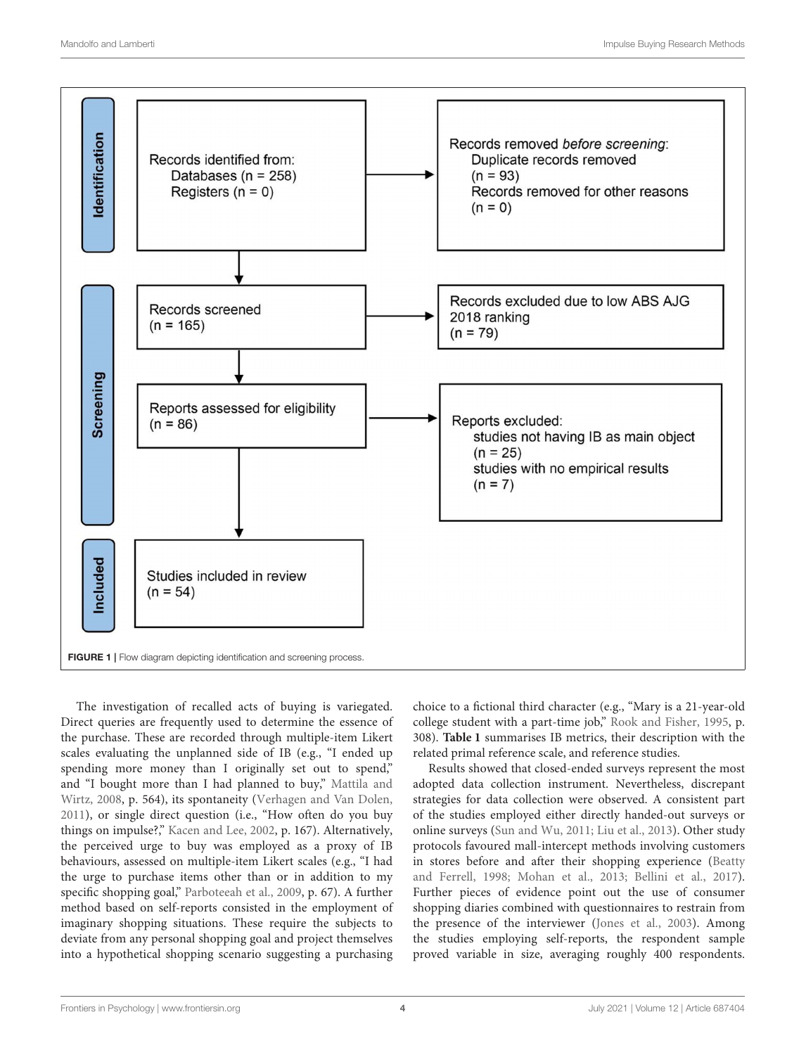Identification

Records identified from:
Databases (n = 258)
Registers (n = 0)

Records removed *before screening*:
Duplicate records removed
(n = 93)
Records removed for other reasons
(n = 0)

Screening

Records screened
(n = 165)

Records excluded due to low ABS AJG 2018 ranking
(n = 79)

Reports assessed for eligibility
(n = 86)

Reports excluded:
studies not having IB as main object
(n = 25)
studies with no empirical results
(n = 7)

Included

Studies included in review
(n = 54)

**FIGURE 1** | Flow diagram depicting identification and screening process.

The investigation of recalled acts of buying is variegated. Direct queries are frequently used to determine the essence of the purchase. These are recorded through multiple-item Likert scales evaluating the unplanned side of IB (e.g., "I ended up spending more money than I originally set out to spend," and "I bought more than I had planned to buy," Mattila and Wirtz, 2008, p. 564), its spontaneity (Verhagen and Van Dolen, 2011), or single direct question (i.e., "How often do you buy things on impulse?," Kacen and Lee, 2002, p. 167). Alternatively, the perceived urge to buy was employed as a proxy of IB behaviours, assessed on multiple-item Likert scales (e.g., "I had the urge to purchase items other than or in addition to my specific shopping goal," Parboteeah et al., 2009, p. 67). A further method based on self-reports consisted in the employment of imaginary shopping situations. These require the subjects to deviate from any personal shopping goal and project themselves into a hypothetical shopping scenario suggesting a purchasing choice to a fictional third character (e.g., "Mary is a 21-year-old college student with a part-time job," Rook and Fisher, 1995, p. 308). **Table 1** summarises IB metrics, their description with the related primal reference scale, and reference studies.

Results showed that closed-ended surveys represent the most adopted data collection instrument. Nevertheless, discrepant strategies for data collection were observed. A consistent part of the studies employed either directly handed-out surveys or online surveys (Sun and Wu, 2011; Liu et al., 2013). Other study protocols favoured mall-intercept methods involving customers in stores before and after their shopping experience (Beatty and Ferrell, 1998; Mohan et al., 2013; Bellini et al., 2017). Further pieces of evidence point out the use of consumer shopping diaries combined with questionnaires to restrain from the presence of the interviewer (Jones et al., 2003). Among the studies employing self-reports, the respondent sample proved variable in size, averaging roughly 400 respondents.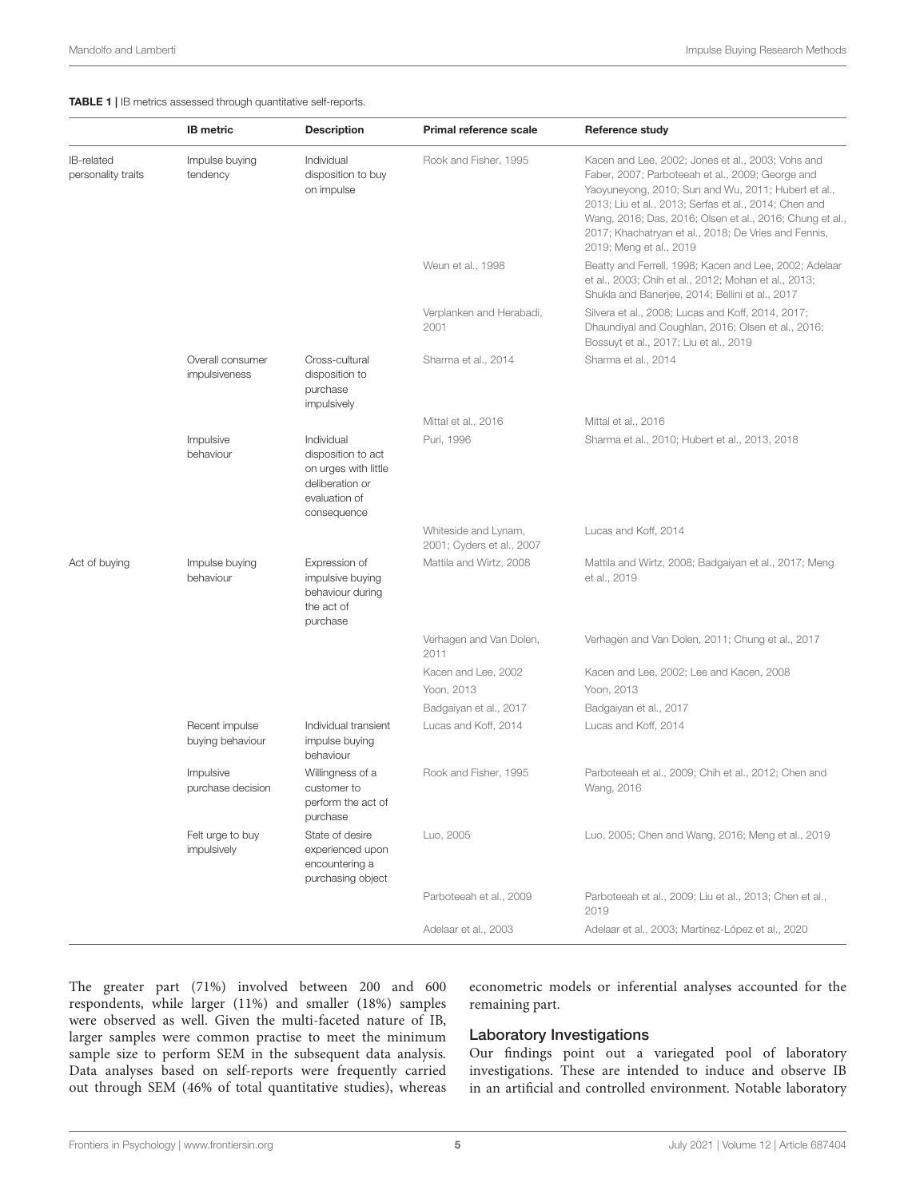**TABLE 1 |** IB metrics assessed through quantitative self-reports.

| | IB metric | Description | Primal reference scale | Reference study |
|---|---|---|---|---|
| IB-related personality traits | Impulse buying tendency | Individual disposition to buy on impulse | Rook and Fisher, 1995 | Kacen and Lee, 2002; Jones et al., 2003; Vohs and Faber, 2007; Parboteeah et al., 2009; George and Yaoyuneyong, 2010; Sun and Wu, 2011; Hubert et al., 2013; Liu et al., 2013; Serfas et al., 2014; Chen and Wang, 2016; Das, 2016; Olsen et al., 2016; Chung et al., 2017; Khachatryan et al., 2018; De Vries and Fennis, 2019; Meng et al., 2019 |
| | | | Weun et al., 1998 | Beatty and Ferrell, 1998; Kacen and Lee, 2002; Adelaar et al., 2003; Chih et al., 2012; Mohan et al., 2013; Shukla and Banerjee, 2014; Bellini et al., 2017 |
| | | | Verplanken and Herabadi, 2001 | Silvera et al., 2008; Lucas and Koff, 2014, 2017; Dhaundiyal and Coughlan, 2016; Olsen et al., 2016; Bossuyt et al., 2017; Liu et al., 2019 |
| | Overall consumer impulsiveness | Cross-cultural disposition to purchase impulsively | Sharma et al., 2014 | Sharma et al., 2014 |
| | | | Mittal et al., 2016 | Mittal et al., 2016 |
| | Impulsive behaviour | Individual disposition to act on urges with little deliberation or evaluation of consequence | Puri, 1996 | Sharma et al., 2010; Hubert et al., 2013, 2018 |
| | | | Whiteside and Lynam, 2001; Cyders et al., 2007 | Lucas and Koff, 2014 |
| Act of buying | Impulse buying behaviour | Expression of impulsive buying behaviour during the act of purchase | Mattila and Wirtz, 2008 | Mattila and Wirtz, 2008; Badgaiyan et al., 2017; Meng et al., 2019 |
| | | | Verhagen and Van Dolen, 2011 | Verhagen and Van Dolen, 2011; Chung et al., 2017 |
| | | | Kacen and Lee, 2002 | Kacen and Lee, 2002; Lee and Kacen, 2008 |
| | | | Yoon, 2013 | Yoon, 2013 |
| | | | Badgaiyan et al., 2017 | Badgaiyan et al., 2017 |
| | Recent impulse buying behaviour | Individual transient impulse buying behaviour | Lucas and Koff, 2014 | Lucas and Koff, 2014 |
| | Impulsive purchase decision | Willingness of a customer to perform the act of purchase | Rook and Fisher, 1995 | Parboteeah et al., 2009; Chih et al., 2012; Chen and Wang, 2016 |
| | Felt urge to buy impulsively | State of desire experienced upon encountering a purchasing object | Luo, 2005 | Luo, 2005; Chen and Wang, 2016; Meng et al., 2019 |
| | | | Parboteeah et al., 2009 | Parboteeah et al., 2009; Liu et al., 2013; Chen et al., 2019 |
| | | | Adelaar et al., 2003 | Adelaar et al., 2003; Martínez-López et al., 2020 |

The greater part (71%) involved between 200 and 600 respondents, while larger (11%) and smaller (18%) samples were observed as well. Given the multi-faceted nature of IB, larger samples were common practise to meet the minimum sample size to perform SEM in the subsequent data analysis. Data analyses based on self-reports were frequently carried out through SEM (46% of total quantitative studies), whereas econometric models or inferential analyses accounted for the remaining part.

### Laboratory Investigations

Our findings point out a variegated pool of laboratory investigations. These are intended to induce and observe IB in an artificial and controlled environment. Notable laboratory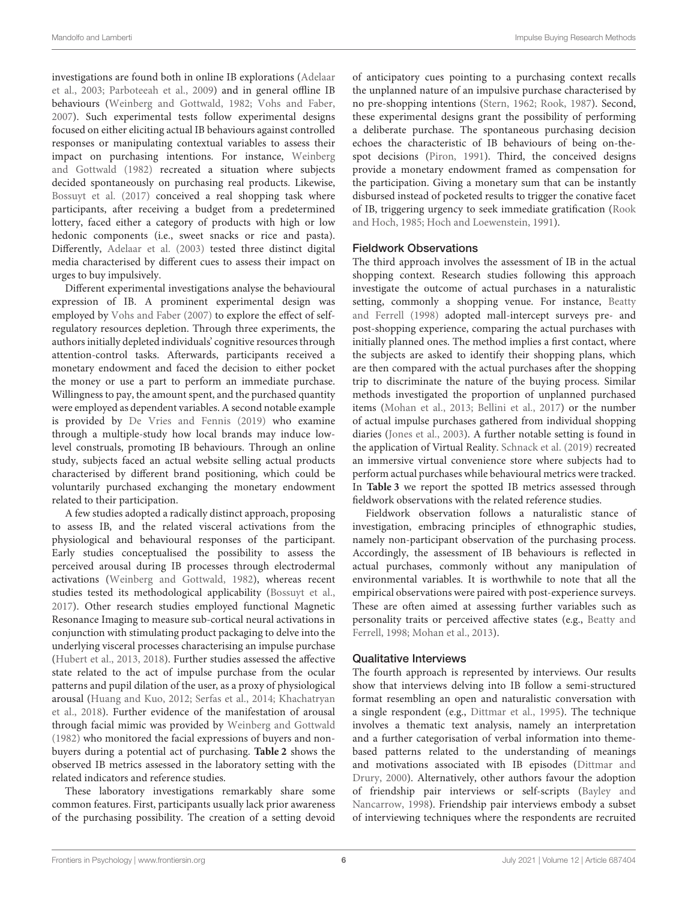investigations are found both in online IB explorations (Adelaar et al., 2003; Parboteeah et al., 2009) and in general offline IB behaviours (Weinberg and Gottwald, 1982; Vohs and Faber, 2007). Such experimental tests follow experimental designs focused on either eliciting actual IB behaviours against controlled responses or manipulating contextual variables to assess their impact on purchasing intentions. For instance, Weinberg and Gottwald (1982) recreated a situation where subjects decided spontaneously on purchasing real products. Likewise, Bossuyt et al. (2017) conceived a real shopping task where participants, after receiving a budget from a predetermined lottery, faced either a category of products with high or low hedonic components (i.e., sweet snacks or rice and pasta). Differently, Adelaar et al. (2003) tested three distinct digital media characterised by different cues to assess their impact on urges to buy impulsively.

Different experimental investigations analyse the behavioural expression of IB. A prominent experimental design was employed by Vohs and Faber (2007) to explore the effect of self-regulatory resources depletion. Through three experiments, the authors initially depleted individuals' cognitive resources through attention-control tasks. Afterwards, participants received a monetary endowment and faced the decision to either pocket the money or use a part to perform an immediate purchase. Willingness to pay, the amount spent, and the purchased quantity were employed as dependent variables. A second notable example is provided by De Vries and Fennis (2019) who examine through a multiple-study how local brands may induce low-level construals, promoting IB behaviours. Through an online study, subjects faced an actual website selling actual products characterised by different brand positioning, which could be voluntarily purchased exchanging the monetary endowment related to their participation.

A few studies adopted a radically distinct approach, proposing to assess IB, and the related visceral activations from the physiological and behavioural responses of the participant. Early studies conceptualised the possibility to assess the perceived arousal during IB processes through electrodermal activations (Weinberg and Gottwald, 1982), whereas recent studies tested its methodological applicability (Bossuyt et al., 2017). Other research studies employed functional Magnetic Resonance Imaging to measure sub-cortical neural activations in conjunction with stimulating product packaging to delve into the underlying visceral processes characterising an impulse purchase (Hubert et al., 2013, 2018). Further studies assessed the affective state related to the act of impulse purchase from the ocular patterns and pupil dilation of the user, as a proxy of physiological arousal (Huang and Kuo, 2012; Serfas et al., 2014; Khachatryan et al., 2018). Further evidence of the manifestation of arousal through facial mimic was provided by Weinberg and Gottwald (1982) who monitored the facial expressions of buyers and non-buyers during a potential act of purchasing. **Table 2** shows the observed IB metrics assessed in the laboratory setting with the related indicators and reference studies.

These laboratory investigations remarkably share some common features. First, participants usually lack prior awareness of the purchasing possibility. The creation of a setting devoid of anticipatory cues pointing to a purchasing context recalls the unplanned nature of an impulsive purchase characterised by no pre-shopping intentions (Stern, 1962; Rook, 1987). Second, these experimental designs grant the possibility of performing a deliberate purchase. The spontaneous purchasing decision echoes the characteristic of IB behaviours of being on-the-spot decisions (Piron, 1991). Third, the conceived designs provide a monetary endowment framed as compensation for the participation. Giving a monetary sum that can be instantly disbursed instead of pocketed results to trigger the conative facet of IB, triggering urgency to seek immediate gratification (Rook and Hoch, 1985; Hoch and Loewenstein, 1991).

### Fieldwork Observations

The third approach involves the assessment of IB in the actual shopping context. Research studies following this approach investigate the outcome of actual purchases in a naturalistic setting, commonly a shopping venue. For instance, Beatty and Ferrell (1998) adopted mall-intercept surveys pre- and post-shopping experience, comparing the actual purchases with initially planned ones. The method implies a first contact, where the subjects are asked to identify their shopping plans, which are then compared with the actual purchases after the shopping trip to discriminate the nature of the buying process. Similar methods investigated the proportion of unplanned purchased items (Mohan et al., 2013; Bellini et al., 2017) or the number of actual impulse purchases gathered from individual shopping diaries (Jones et al., 2003). A further notable setting is found in the application of Virtual Reality. Schnack et al. (2019) recreated an immersive virtual convenience store where subjects had to perform actual purchases while behavioural metrics were tracked. In **Table 3** we report the spotted IB metrics assessed through fieldwork observations with the related reference studies.

Fieldwork observation follows a naturalistic stance of investigation, embracing principles of ethnographic studies, namely non-participant observation of the purchasing process. Accordingly, the assessment of IB behaviours is reflected in actual purchases, commonly without any manipulation of environmental variables. It is worthwhile to note that all the empirical observations were paired with post-experience surveys. These are often aimed at assessing further variables such as personality traits or perceived affective states (e.g., Beatty and Ferrell, 1998; Mohan et al., 2013).

### Qualitative Interviews

The fourth approach is represented by interviews. Our results show that interviews delving into IB follow a semi-structured format resembling an open and naturalistic conversation with a single respondent (e.g., Dittmar et al., 1995). The technique involves a thematic text analysis, namely an interpretation and a further categorisation of verbal information into theme-based patterns related to the understanding of meanings and motivations associated with IB episodes (Dittmar and Drury, 2000). Alternatively, other authors favour the adoption of friendship pair interviews or self-scripts (Bayley and Nancarrow, 1998). Friendship pair interviews embody a subset of interviewing techniques where the respondents are recruited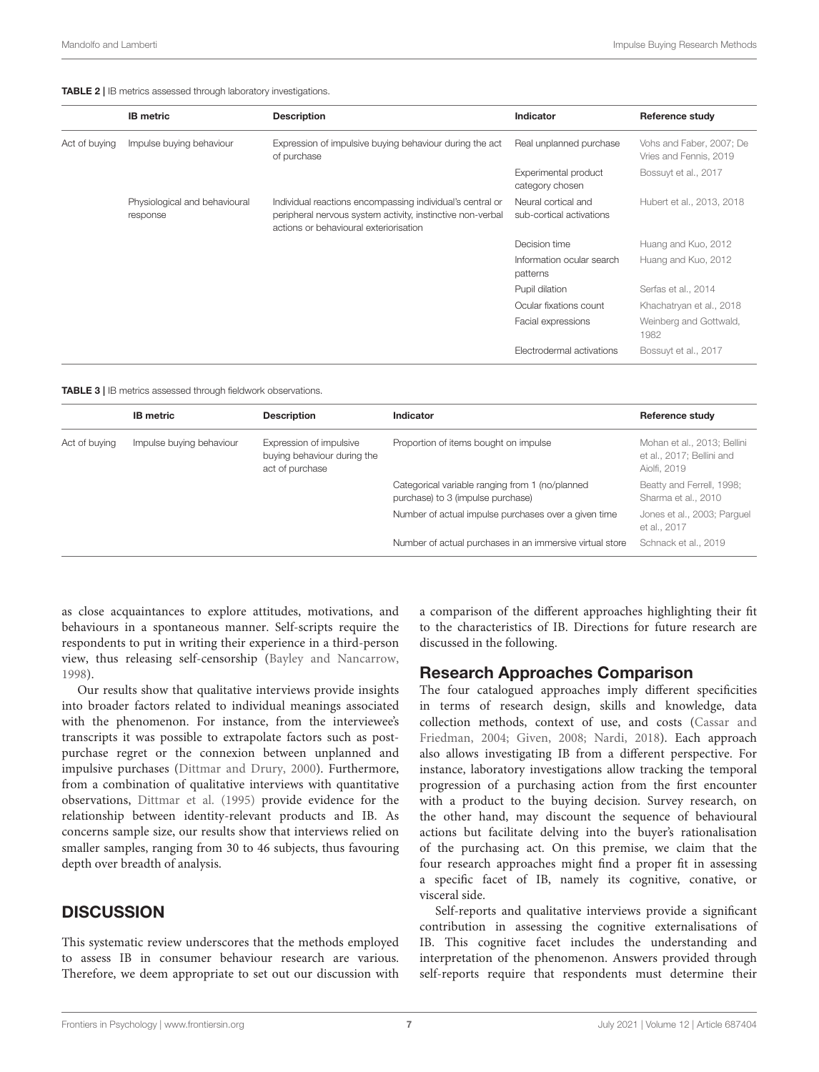**TABLE 2 |** IB metrics assessed through laboratory investigations.

| | IB metric | Description | Indicator | Reference study |
|---|---|---|---|---|
| Act of buying | Impulse buying behaviour | Expression of impulsive buying behaviour during the act of purchase | Real unplanned purchase | Vohs and Faber, 2007; De Vries and Fennis, 2019 |
| | | | Experimental product category chosen | Bossuyt et al., 2017 |
| | Physiological and behavioural response | Individual reactions encompassing individual's central or peripheral nervous system activity, instinctive non-verbal actions or behavioural exteriorisation | Neural cortical and sub-cortical activations | Hubert et al., 2013, 2018 |
| | | | Decision time | Huang and Kuo, 2012 |
| | | | Information ocular search patterns | Huang and Kuo, 2012 |
| | | | Pupil dilation | Serfas et al., 2014 |
| | | | Ocular fixations count | Khachatryan et al., 2018 |
| | | | Facial expressions | Weinberg and Gottwald, 1982 |
| | | | Electrodermal activations | Bossuyt et al., 2017 |

**TABLE 3 |** IB metrics assessed through fieldwork observations.

| | IB metric | Description | Indicator | Reference study |
|---|---|---|---|---|
| Act of buying | Impulse buying behaviour | Expression of impulsive buying behaviour during the act of purchase | Proportion of items bought on impulse | Mohan et al., 2013; Bellini et al., 2017; Bellini and Aiolfi, 2019 |
| | | | Categorical variable ranging from 1 (no/planned purchase) to 3 (impulse purchase) | Beatty and Ferrell, 1998; Sharma et al., 2010 |
| | | | Number of actual impulse purchases over a given time | Jones et al., 2003; Parguel et al., 2017 |
| | | | Number of actual purchases in an immersive virtual store | Schnack et al., 2019 |

as close acquaintances to explore attitudes, motivations, and behaviours in a spontaneous manner. Self-scripts require the respondents to put in writing their experience in a third-person view, thus releasing self-censorship (Bayley and Nancarrow, 1998).

Our results show that qualitative interviews provide insights into broader factors related to individual meanings associated with the phenomenon. For instance, from the interviewee's transcripts it was possible to extrapolate factors such as post-purchase regret or the connexion between unplanned and impulsive purchases (Dittmar and Drury, 2000). Furthermore, from a combination of qualitative interviews with quantitative observations, Dittmar et al. (1995) provide evidence for the relationship between identity-relevant products and IB. As concerns sample size, our results show that interviews relied on smaller samples, ranging from 30 to 46 subjects, thus favouring depth over breadth of analysis.

## DISCUSSION

This systematic review underscores that the methods employed to assess IB in consumer behaviour research are various. Therefore, we deem appropriate to set out our discussion with a comparison of the different approaches highlighting their fit to the characteristics of IB. Directions for future research are discussed in the following.

### Research Approaches Comparison

The four catalogued approaches imply different specificities in terms of research design, skills and knowledge, data collection methods, context of use, and costs (Cassar and Friedman, 2004; Given, 2008; Nardi, 2018). Each approach also allows investigating IB from a different perspective. For instance, laboratory investigations allow tracking the temporal progression of a purchasing action from the first encounter with a product to the buying decision. Survey research, on the other hand, may discount the sequence of behavioural actions but facilitate delving into the buyer's rationalisation of the purchasing act. On this premise, we claim that the four research approaches might find a proper fit in assessing a specific facet of IB, namely its cognitive, conative, or visceral side.

Self-reports and qualitative interviews provide a significant contribution in assessing the cognitive externalisations of IB. This cognitive facet includes the understanding and interpretation of the phenomenon. Answers provided through self-reports require that respondents must determine their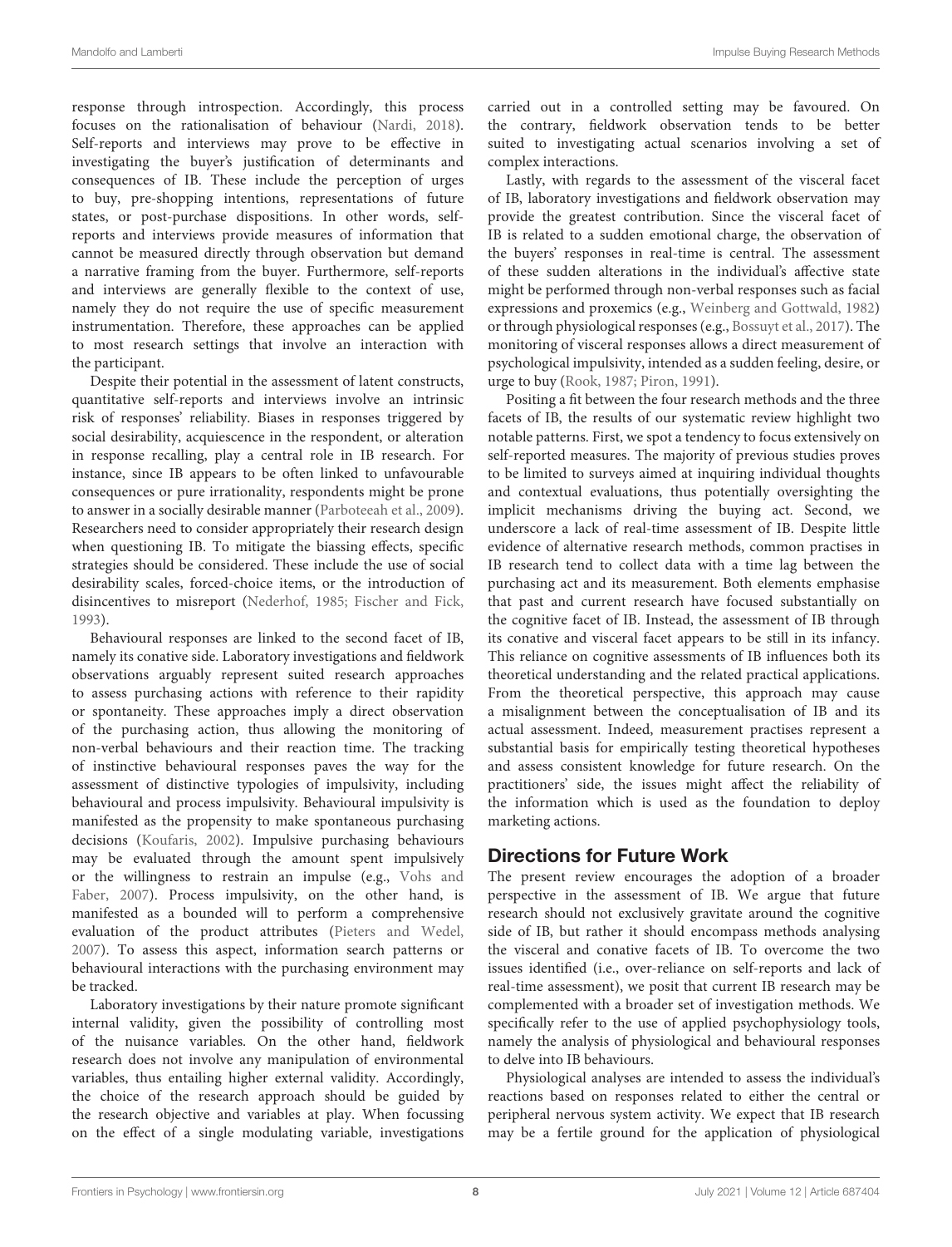response through introspection. Accordingly, this process focuses on the rationalisation of behaviour (Nardi, 2018). Self-reports and interviews may prove to be effective in investigating the buyer's justification of determinants and consequences of IB. These include the perception of urges to buy, pre-shopping intentions, representations of future states, or post-purchase dispositions. In other words, self-reports and interviews provide measures of information that cannot be measured directly through observation but demand a narrative framing from the buyer. Furthermore, self-reports and interviews are generally flexible to the context of use, namely they do not require the use of specific measurement instrumentation. Therefore, these approaches can be applied to most research settings that involve an interaction with the participant.

Despite their potential in the assessment of latent constructs, quantitative self-reports and interviews involve an intrinsic risk of responses' reliability. Biases in responses triggered by social desirability, acquiescence in the respondent, or alteration in response recalling, play a central role in IB research. For instance, since IB appears to be often linked to unfavourable consequences or pure irrationality, respondents might be prone to answer in a socially desirable manner (Parboteeah et al., 2009). Researchers need to consider appropriately their research design when questioning IB. To mitigate the biassing effects, specific strategies should be considered. These include the use of social desirability scales, forced-choice items, or the introduction of disincentives to misreport (Nederhof, 1985; Fischer and Fick, 1993).

Behavioural responses are linked to the second facet of IB, namely its conative side. Laboratory investigations and fieldwork observations arguably represent suited research approaches to assess purchasing actions with reference to their rapidity or spontaneity. These approaches imply a direct observation of the purchasing action, thus allowing the monitoring of non-verbal behaviours and their reaction time. The tracking of instinctive behavioural responses paves the way for the assessment of distinctive typologies of impulsivity, including behavioural and process impulsivity. Behavioural impulsivity is manifested as the propensity to make spontaneous purchasing decisions (Koufaris, 2002). Impulsive purchasing behaviours may be evaluated through the amount spent impulsively or the willingness to restrain an impulse (e.g., Vohs and Faber, 2007). Process impulsivity, on the other hand, is manifested as a bounded will to perform a comprehensive evaluation of the product attributes (Pieters and Wedel, 2007). To assess this aspect, information search patterns or behavioural interactions with the purchasing environment may be tracked.

Laboratory investigations by their nature promote significant internal validity, given the possibility of controlling most of the nuisance variables. On the other hand, fieldwork research does not involve any manipulation of environmental variables, thus entailing higher external validity. Accordingly, the choice of the research approach should be guided by the research objective and variables at play. When focussing on the effect of a single modulating variable, investigations carried out in a controlled setting may be favoured. On the contrary, fieldwork observation tends to be better suited to investigating actual scenarios involving a set of complex interactions.

Lastly, with regards to the assessment of the visceral facet of IB, laboratory investigations and fieldwork observation may provide the greatest contribution. Since the visceral facet of IB is related to a sudden emotional charge, the observation of the buyers' responses in real-time is central. The assessment of these sudden alterations in the individual's affective state might be performed through non-verbal responses such as facial expressions and proxemics (e.g., Weinberg and Gottwald, 1982) or through physiological responses (e.g., Bossuyt et al., 2017). The monitoring of visceral responses allows a direct measurement of psychological impulsivity, intended as a sudden feeling, desire, or urge to buy (Rook, 1987; Piron, 1991).

Positing a fit between the four research methods and the three facets of IB, the results of our systematic review highlight two notable patterns. First, we spot a tendency to focus extensively on self-reported measures. The majority of previous studies proves to be limited to surveys aimed at inquiring individual thoughts and contextual evaluations, thus potentially oversighting the implicit mechanisms driving the buying act. Second, we underscore a lack of real-time assessment of IB. Despite little evidence of alternative research methods, common practises in IB research tend to collect data with a time lag between the purchasing act and its measurement. Both elements emphasise that past and current research have focused substantially on the cognitive facet of IB. Instead, the assessment of IB through its conative and visceral facet appears to be still in its infancy. This reliance on cognitive assessments of IB influences both its theoretical understanding and the related practical applications. From the theoretical perspective, this approach may cause a misalignment between the conceptualisation of IB and its actual assessment. Indeed, measurement practises represent a substantial basis for empirically testing theoretical hypotheses and assess consistent knowledge for future research. On the practitioners' side, the issues might affect the reliability of the information which is used as the foundation to deploy marketing actions.

## Directions for Future Work

The present review encourages the adoption of a broader perspective in the assessment of IB. We argue that future research should not exclusively gravitate around the cognitive side of IB, but rather it should encompass methods analysing the visceral and conative facets of IB. To overcome the two issues identified (i.e., over-reliance on self-reports and lack of real-time assessment), we posit that current IB research may be complemented with a broader set of investigation methods. We specifically refer to the use of applied psychophysiology tools, namely the analysis of physiological and behavioural responses to delve into IB behaviours.

Physiological analyses are intended to assess the individual's reactions based on responses related to either the central or peripheral nervous system activity. We expect that IB research may be a fertile ground for the application of physiological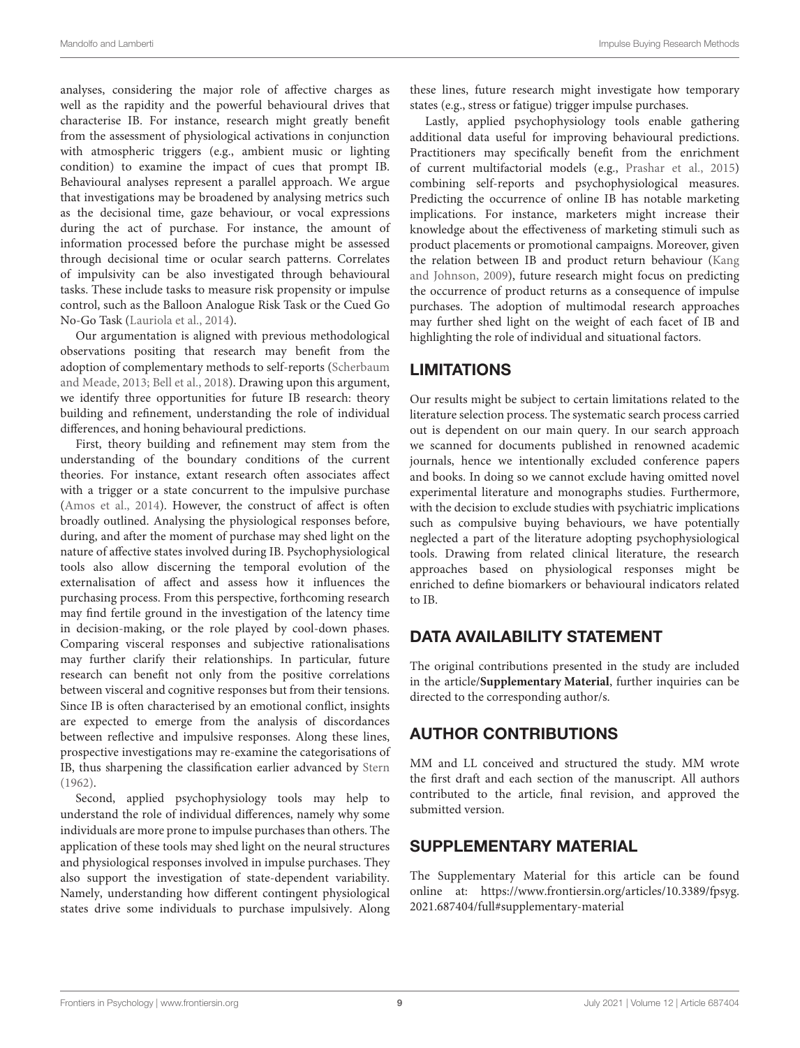analyses, considering the major role of affective charges as well as the rapidity and the powerful behavioural drives that characterise IB. For instance, research might greatly benefit from the assessment of physiological activations in conjunction with atmospheric triggers (e.g., ambient music or lighting condition) to examine the impact of cues that prompt IB. Behavioural analyses represent a parallel approach. We argue that investigations may be broadened by analysing metrics such as the decisional time, gaze behaviour, or vocal expressions during the act of purchase. For instance, the amount of information processed before the purchase might be assessed through decisional time or ocular search patterns. Correlates of impulsivity can be also investigated through behavioural tasks. These include tasks to measure risk propensity or impulse control, such as the Balloon Analogue Risk Task or the Cued Go No-Go Task (Lauriola et al., 2014).

Our argumentation is aligned with previous methodological observations positing that research may benefit from the adoption of complementary methods to self-reports (Scherbaum and Meade, 2013; Bell et al., 2018). Drawing upon this argument, we identify three opportunities for future IB research: theory building and refinement, understanding the role of individual differences, and honing behavioural predictions.

First, theory building and refinement may stem from the understanding of the boundary conditions of the current theories. For instance, extant research often associates affect with a trigger or a state concurrent to the impulsive purchase (Amos et al., 2014). However, the construct of affect is often broadly outlined. Analysing the physiological responses before, during, and after the moment of purchase may shed light on the nature of affective states involved during IB. Psychophysiological tools also allow discerning the temporal evolution of the externalisation of affect and assess how it influences the purchasing process. From this perspective, forthcoming research may find fertile ground in the investigation of the latency time in decision-making, or the role played by cool-down phases. Comparing visceral responses and subjective rationalisations may further clarify their relationships. In particular, future research can benefit not only from the positive correlations between visceral and cognitive responses but from their tensions. Since IB is often characterised by an emotional conflict, insights are expected to emerge from the analysis of discordances between reflective and impulsive responses. Along these lines, prospective investigations may re-examine the categorisations of IB, thus sharpening the classification earlier advanced by Stern (1962).

Second, applied psychophysiology tools may help to understand the role of individual differences, namely why some individuals are more prone to impulse purchases than others. The application of these tools may shed light on the neural structures and physiological responses involved in impulse purchases. They also support the investigation of state-dependent variability. Namely, understanding how different contingent physiological states drive some individuals to purchase impulsively. Along these lines, future research might investigate how temporary states (e.g., stress or fatigue) trigger impulse purchases.

Lastly, applied psychophysiology tools enable gathering additional data useful for improving behavioural predictions. Practitioners may specifically benefit from the enrichment of current multifactorial models (e.g., Prashar et al., 2015) combining self-reports and psychophysiological measures. Predicting the occurrence of online IB has notable marketing implications. For instance, marketers might increase their knowledge about the effectiveness of marketing stimuli such as product placements or promotional campaigns. Moreover, given the relation between IB and product return behaviour (Kang and Johnson, 2009), future research might focus on predicting the occurrence of product returns as a consequence of impulse purchases. The adoption of multimodal research approaches may further shed light on the weight of each facet of IB and highlighting the role of individual and situational factors.

## LIMITATIONS

Our results might be subject to certain limitations related to the literature selection process. The systematic search process carried out is dependent on our main query. In our search approach we scanned for documents published in renowned academic journals, hence we intentionally excluded conference papers and books. In doing so we cannot exclude having omitted novel experimental literature and monographs studies. Furthermore, with the decision to exclude studies with psychiatric implications such as compulsive buying behaviours, we have potentially neglected a part of the literature adopting psychophysiological tools. Drawing from related clinical literature, the research approaches based on physiological responses might be enriched to define biomarkers or behavioural indicators related to IB.

## DATA AVAILABILITY STATEMENT

The original contributions presented in the study are included in the article/**Supplementary Material**, further inquiries can be directed to the corresponding author/s.

## AUTHOR CONTRIBUTIONS

MM and LL conceived and structured the study. MM wrote the first draft and each section of the manuscript. All authors contributed to the article, final revision, and approved the submitted version.

## SUPPLEMENTARY MATERIAL

The Supplementary Material for this article can be found online at: https://www.frontiersin.org/articles/10.3389/fpsyg.2021.687404/full#supplementary-material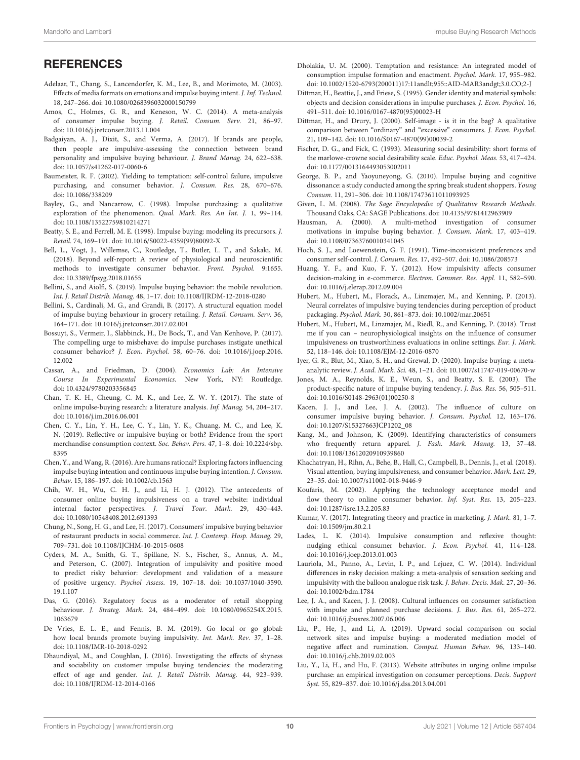## REFERENCES

Adelaar, T., Chang, S., Lancendorfer, K. M., Lee, B., and Morimoto, M. (2003). Effects of media formats on emotions and impulse buying intent. *J. Inf. Technol.* 18, 247–266. doi: 10.1080/0268396032000150799

Amos, C., Holmes, G. R., and Keneson, W. C. (2014). A meta-analysis of consumer impulse buying. *J. Retail. Consum. Serv.* 21, 86–97. doi: 10.1016/j.jretconser.2013.11.004

Badgaiyan, A. J., Dixit, S., and Verma, A. (2017). If brands are people, then people are impulsive-assessing the connection between brand personality and impulsive buying behaviour. *J. Brand Manag.* 24, 622–638. doi: 10.1057/s41262-017-0060-6

Baumeister, R. F. (2002). Yielding to temptation: self-control failure, impulsive purchasing, and consumer behavior. *J. Consum. Res.* 28, 670–676. doi: 10.1086/338209

Bayley, G., and Nancarrow, C. (1998). Impulse purchasing: a qualitative exploration of the phenomenon. *Qual. Mark. Res. An Int. J.* 1, 99–114. doi: 10.1108/13522759810214271

Beatty, S. E., and Ferrell, M. E. (1998). Impulse buying: modeling its precursors. *J. Retail.* 74, 169–191. doi: 10.1016/S0022-4359(99)80092-X

Bell, L., Vogt, J., Willemse, C., Routledge, T., Butler, L. T., and Sakaki, M. (2018). Beyond self-report: A review of physiological and neuroscientific methods to investigate consumer behavior. *Front. Psychol.* 9:1655. doi: 10.3389/fpsyg.2018.01655

Bellini, S., and Aiolfi, S. (2019). Impulse buying behavior: the mobile revolution. *Int. J. Retail Distrib. Manag.* 48, 1–17. doi: 10.1108/IJRDM-12-2018-0280

Bellini, S., Cardinali, M. G., and Grandi, B. (2017). A structural equation model of impulse buying behaviour in grocery retailing. *J. Retail. Consum. Serv.* 36, 164–171. doi: 10.1016/j.jretconser.2017.02.001

Bossuyt, S., Vermeir, I., Slabbinck, H., De Bock, T., and Van Kenhove, P. (2017). The compelling urge to misbehave: do impulse purchases instigate unethical consumer behavior? *J. Econ. Psychol.* 58, 60–76. doi: 10.1016/j.joep.2016.12.002

Cassar, A., and Friedman, D. (2004). *Economics Lab: An Intensive Course In Experimental Economics*. New York, NY: Routledge. doi: 10.4324/9780203356845

Chan, T. K. H., Cheung, C. M. K., and Lee, Z. W. Y. (2017). The state of online impulse-buying research: a literature analysis. *Inf. Manag.* 54, 204–217. doi: 10.1016/j.im.2016.06.001

Chen, C. Y., Lin, Y. H., Lee, C. Y., Lin, Y. K., Chuang, M. C., and Lee, K. N. (2019). Reflective or impulsive buying or both? Evidence from the sport merchandise consumption context. *Soc. Behav. Pers.* 47, 1–8. doi: 10.2224/sbp.8395

Chen, Y., and Wang, R. (2016). Are humans rational? Exploring factors influencing impulse buying intention and continuous impulse buying intention. *J. Consum. Behav.* 15, 186–197. doi: 10.1002/cb.1563

Chih, W. H., Wu, C. H. J., and Li, H. J. (2012). The antecedents of consumer online buying impulsiveness on a travel website: individual internal factor perspectives. *J. Travel Tour. Mark.* 29, 430–443. doi: 10.1080/10548408.2012.691393

Chung, N., Song, H. G., and Lee, H. (2017). Consumers' impulsive buying behavior of restaurant products in social commerce. *Int. J. Contemp. Hosp. Manag.* 29, 709–731. doi: 10.1108/IJCHM-10-2015-0608

Cyders, M. A., Smith, G. T., Spillane, N. S., Fischer, S., Annus, A. M., and Peterson, C. (2007). Integration of impulsivity and positive mood to predict risky behavior: development and validation of a measure of positive urgency. *Psychol Assess.* 19, 107–18. doi: 10.1037/1040-3590.19.1.107

Das, G. (2016). Regulatory focus as a moderator of retail shopping behaviour. *J. Strateg. Mark.* 24, 484–499. doi: 10.1080/0965254X.2015.1063679

De Vries, E. L. E., and Fennis, B. M. (2019). Go local or go global: how local brands promote buying impulsivity. *Int. Mark. Rev.* 37, 1–28. doi: 10.1108/IMR-10-2018-0292

Dhaundiyal, M., and Coughlan, J. (2016). Investigating the effects of shyness and sociability on customer impulse buying tendencies: the moderating effect of age and gender. *Int. J. Retail Distrib. Manag.* 44, 923–939. doi: 10.1108/IJRDM-12-2014-0166

Dholakia, U. M. (2000). Temptation and resistance: An integrated model of consumption impulse formation and enactment. *Psychol. Mark.* 17, 955–982. doi: 10.1002/1520-6793(200011)17:11andlt;955::AID-MAR3andgt;3.0.CO;2-J

Dittmar, H., Beattie, J., and Friese, S. (1995). Gender identity and material symbols: objects and decision considerations in impulse purchases. *J. Econ. Psychol.* 16, 491–511. doi: 10.1016/0167-4870(95)00023-H

Dittmar, H., and Drury, J. (2000). Self-image - is it in the bag? A qualitative comparison between "ordinary" and "excessive" consumers. *J. Econ. Psychol.* 21, 109–142. doi: 10.1016/S0167-4870(99)00039-2

Fischer, D. G., and Fick, C. (1993). Measuring social desirability: short forms of the marlowe-crowne social desirability scale. *Educ. Psychol. Meas.* 53, 417–424. doi: 10.1177/0013164493053002011

George, B. P., and Yaoyuneyong, G. (2010). Impulse buying and cognitive dissonance: a study conducted among the spring break student shoppers. *Young Consum.* 11, 291–306. doi: 10.1108/17473611011093925

Given, L. M. (2008). *The Sage Encyclopedia of Qualitative Research Methods*. Thousand Oaks, CA: SAGE Publications. doi: 10.4135/9781412963909

Hausman, A. (2000). A multi-method investigation of consumer motivations in impulse buying behavior. *J. Consum. Mark.* 17, 403–419. doi: 10.1108/07363760010341045

Hoch, S. J., and Loewenstein, G. F. (1991). Time-inconsistent preferences and consumer self-control. *J. Consum. Res.* 17, 492–507. doi: 10.1086/208573

Huang, Y. F., and Kuo, F. Y. (2012). How impulsivity affects consumer decision-making in e-commerce. *Electron. Commer. Res. Appl.* 11, 582–590. doi: 10.1016/j.elerap.2012.09.004

Hubert, M., Hubert, M., Florack, A., Linzmajer, M., and Kenning, P. (2013). Neural correlates of impulsive buying tendencies during perception of product packaging. *Psychol. Mark.* 30, 861–873. doi: 10.1002/mar.20651

Hubert, M., Hubert, M., Linzmajer, M., Riedl, R., and Kenning, P. (2018). Trust me if you can – neurophysiological insights on the influence of consumer impulsiveness on trustworthiness evaluations in online settings. *Eur. J. Mark.* 52, 118–146. doi: 10.1108/EJM-12-2016-0870

Iyer, G. R., Blut, M., Xiao, S. H., and Grewal, D. (2020). Impulse buying: a meta-analytic review. *J. Acad. Mark. Sci.* 48, 1–21. doi: 10.1007/s11747-019-00670-w

Jones, M. A., Reynolds, K. E., Weun, S., and Beatty, S. E. (2003). The product-specific nature of impulse buying tendency. *J. Bus. Res.* 56, 505–511. doi: 10.1016/S0148-2963(01)00250-8

Kacen, J. J., and Lee, J. A. (2002). The influence of culture on consumer impulsive buying behavior. *J. Consum. Psychol.* 12, 163–176. doi: 10.1207/S15327663JCP1202_08

Kang, M., and Johnson, K. (2009). Identifying characteristics of consumers who frequently return apparel. *J. Fash. Mark. Manag.* 13, 37–48. doi: 10.1108/13612020910939860

Khachatryan, H., Rihn, A., Behe, B., Hall, C., Campbell, B., Dennis, J., et al. (2018). Visual attention, buying impulsiveness, and consumer behavior. *Mark. Lett.* 29, 23–35. doi: 10.1007/s11002-018-9446-9

Koufaris, M. (2002). Applying the technology acceptance model and flow theory to online consumer behavior. *Inf. Syst. Res.* 13, 205–223. doi: 10.1287/isre.13.2.205.83

Kumar, V. (2017). Integrating theory and practice in marketing. *J. Mark.* 81, 1–7. doi: 10.1509/jm.80.2.1

Lades, L. K. (2014). Impulsive consumption and reflexive thought: nudging ethical consumer behavior. *J. Econ. Psychol.* 41, 114–128. doi: 10.1016/j.joep.2013.01.003

Lauriola, M., Panno, A., Levin, I. P., and Lejuez, C. W. (2014). Individual differences in risky decision making: a meta-analysis of sensation seeking and impulsivity with the balloon analogue risk task. *J. Behav. Decis. Mak.* 27, 20–36. doi: 10.1002/bdm.1784

Lee, J. A., and Kacen, J. J. (2008). Cultural influences on consumer satisfaction with impulse and planned purchase decisions. *J. Bus. Res.* 61, 265–272. doi: 10.1016/j.jbusres.2007.06.006

Liu, P., He, J., and Li, A. (2019). Upward social comparison on social network sites and impulse buying: a moderated mediation model of negative affect and rumination. *Comput. Human Behav.* 96, 133–140. doi: 10.1016/j.chb.2019.02.003

Liu, Y., Li, H., and Hu, F. (2013). Website attributes in urging online impulse purchase: an empirical investigation on consumer perceptions. *Decis. Support Syst.* 55, 829–837. doi: 10.1016/j.dss.2013.04.001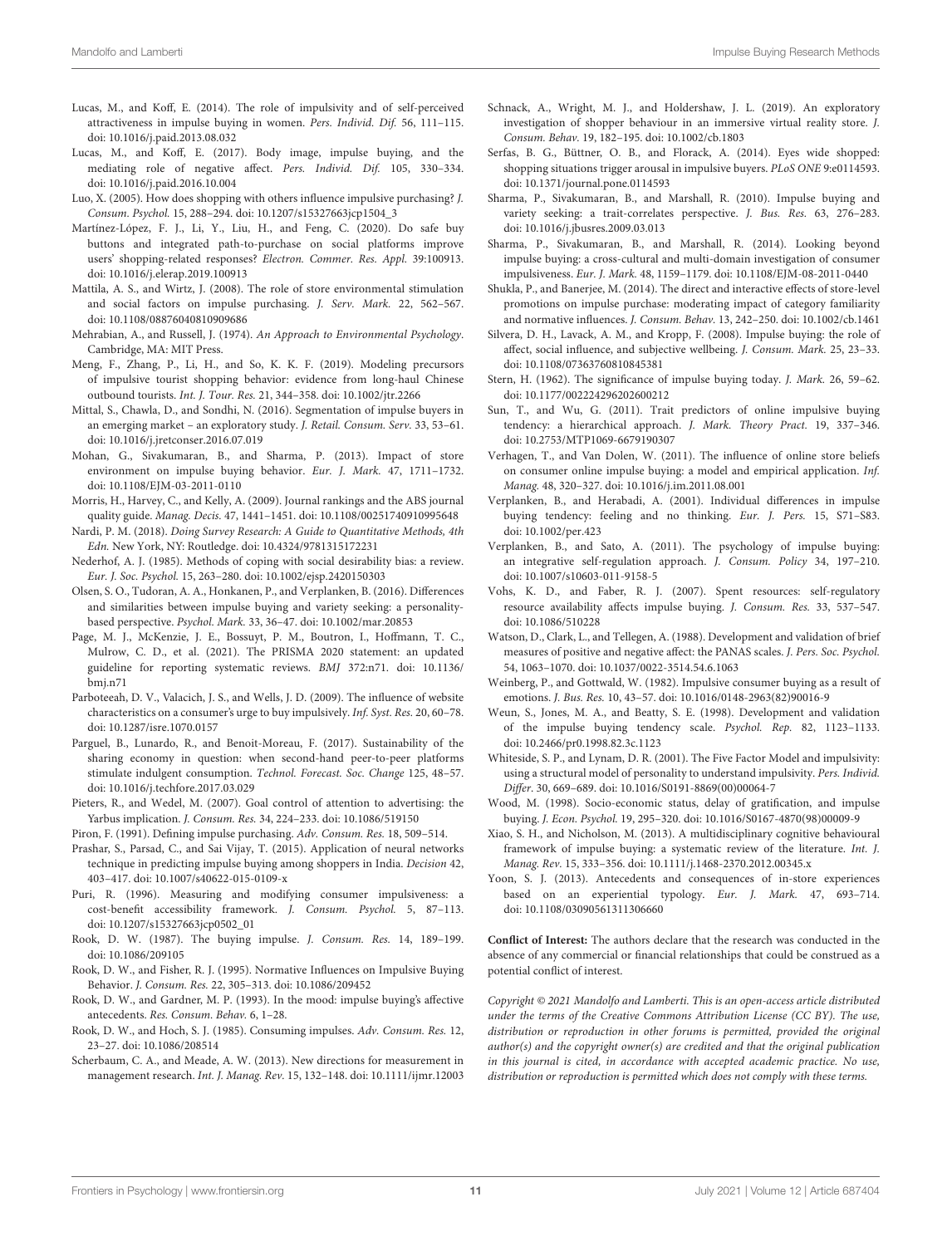Lucas, M., and Koff, E. (2014). The role of impulsivity and of self-perceived attractiveness in impulse buying in women. *Pers. Individ. Dif.* 56, 111–115. doi: 10.1016/j.paid.2013.08.032

Lucas, M., and Koff, E. (2017). Body image, impulse buying, and the mediating role of negative affect. *Pers. Individ. Dif.* 105, 330–334. doi: 10.1016/j.paid.2016.10.004

Luo, X. (2005). How does shopping with others influence impulsive purchasing? *J. Consum. Psychol.* 15, 288–294. doi: 10.1207/s15327663jcp1504_3

Martínez-López, F. J., Li, Y., Liu, H., and Feng, C. (2020). Do safe buy buttons and integrated path-to-purchase on social platforms improve users' shopping-related responses? *Electron. Commer. Res. Appl.* 39:100913. doi: 10.1016/j.elerap.2019.100913

Mattila, A. S., and Wirtz, J. (2008). The role of store environmental stimulation and social factors on impulse purchasing. *J. Serv. Mark.* 22, 562–567. doi: 10.1108/08876040810909686

Mehrabian, A., and Russell, J. (1974). *An Approach to Environmental Psychology*. Cambridge, MA: MIT Press.

Meng, F., Zhang, P., Li, H., and So, K. K. F. (2019). Modeling precursors of impulsive tourist shopping behavior: evidence from long-haul Chinese outbound tourists. *Int. J. Tour. Res.* 21, 344–358. doi: 10.1002/jtr.2266

Mittal, S., Chawla, D., and Sondhi, N. (2016). Segmentation of impulse buyers in an emerging market – an exploratory study. *J. Retail. Consum. Serv.* 33, 53–61. doi: 10.1016/j.jretconser.2016.07.019

Mohan, G., Sivakumaran, B., and Sharma, P. (2013). Impact of store environment on impulse buying behavior. *Eur. J. Mark.* 47, 1711–1732. doi: 10.1108/EJM-03-2011-0110

Morris, H., Harvey, C., and Kelly, A. (2009). Journal rankings and the ABS journal quality guide. *Manag. Decis.* 47, 1441–1451. doi: 10.1108/00251740910995648

Nardi, P. M. (2018). *Doing Survey Research: A Guide to Quantitative Methods, 4th Edn.* New York, NY: Routledge. doi: 10.4324/9781315172231

Nederhof, A. J. (1985). Methods of coping with social desirability bias: a review. *Eur. J. Soc. Psychol.* 15, 263–280. doi: 10.1002/ejsp.2420150303

Olsen, S. O., Tudoran, A. A., Honkanen, P., and Verplanken, B. (2016). Differences and similarities between impulse buying and variety seeking: a personality-based perspective. *Psychol. Mark.* 33, 36–47. doi: 10.1002/mar.20853

Page, M. J., McKenzie, J. E., Bossuyt, P. M., Boutron, I., Hoffmann, T. C., Mulrow, C. D., et al. (2021). The PRISMA 2020 statement: an updated guideline for reporting systematic reviews. *BMJ* 372:n71. doi: 10.1136/bmj.n71

Parboteeah, D. V., Valacich, J. S., and Wells, J. D. (2009). The influence of website characteristics on a consumer's urge to buy impulsively. *Inf. Syst. Res.* 20, 60–78. doi: 10.1287/isre.1070.0157

Parguel, B., Lunardo, R., and Benoit-Moreau, F. (2017). Sustainability of the sharing economy in question: when second-hand peer-to-peer platforms stimulate indulgent consumption. *Technol. Forecast. Soc. Change* 125, 48–57. doi: 10.1016/j.techfore.2017.03.029

Pieters, R., and Wedel, M. (2007). Goal control of attention to advertising: the Yarbus implication. *J. Consum. Res.* 34, 224–233. doi: 10.1086/519150

Piron, F. (1991). Defining impulse purchasing. *Adv. Consum. Res.* 18, 509–514.

Prashar, S., Parsad, C., and Sai Vijay, T. (2015). Application of neural networks technique in predicting impulse buying among shoppers in India. *Decision* 42, 403–417. doi: 10.1007/s40622-015-0109-x

Puri, R. (1996). Measuring and modifying consumer impulsiveness: a cost-benefit accessibility framework. *J. Consum. Psychol.* 5, 87–113. doi: 10.1207/s15327663jcp0502_01

Rook, D. W. (1987). The buying impulse. *J. Consum. Res.* 14, 189–199. doi: 10.1086/209105

Rook, D. W., and Fisher, R. J. (1995). Normative Influences on Impulsive Buying Behavior. *J. Consum. Res.* 22, 305–313. doi: 10.1086/209452

Rook, D. W., and Gardner, M. P. (1993). In the mood: impulse buying's affective antecedents. *Res. Consum. Behav.* 6, 1–28.

Rook, D. W., and Hoch, S. J. (1985). Consuming impulses. *Adv. Consum. Res.* 12, 23–27. doi: 10.1086/208514

Scherbaum, C. A., and Meade, A. W. (2013). New directions for measurement in management research. *Int. J. Manag. Rev.* 15, 132–148. doi: 10.1111/ijmr.12003

Schnack, A., Wright, M. J., and Holdershaw, J. L. (2019). An exploratory investigation of shopper behaviour in an immersive virtual reality store. *J. Consum. Behav.* 19, 182–195. doi: 10.1002/cb.1803

Serfas, B. G., Büttner, O. B., and Florack, A. (2014). Eyes wide shopped: shopping situations trigger arousal in impulsive buyers. *PLoS ONE* 9:e0114593. doi: 10.1371/journal.pone.0114593

Sharma, P., Sivakumaran, B., and Marshall, R. (2010). Impulse buying and variety seeking: a trait-correlates perspective. *J. Bus. Res.* 63, 276–283. doi: 10.1016/j.jbusres.2009.03.013

Sharma, P., Sivakumaran, B., and Marshall, R. (2014). Looking beyond impulse buying: a cross-cultural and multi-domain investigation of consumer impulsiveness. *Eur. J. Mark.* 48, 1159–1179. doi: 10.1108/EJM-08-2011-0440

Shukla, P., and Banerjee, M. (2014). The direct and interactive effects of store-level promotions on impulse purchase: moderating impact of category familiarity and normative influences. *J. Consum. Behav.* 13, 242–250. doi: 10.1002/cb.1461

Silvera, D. H., Lavack, A. M., and Kropp, F. (2008). Impulse buying: the role of affect, social influence, and subjective wellbeing. *J. Consum. Mark.* 25, 23–33. doi: 10.1108/07363760810845381

Stern, H. (1962). The significance of impulse buying today. *J. Mark.* 26, 59–62. doi: 10.1177/002224296202600212

Sun, T., and Wu, G. (2011). Trait predictors of online impulsive buying tendency: a hierarchical approach. *J. Mark. Theory Pract.* 19, 337–346. doi: 10.2753/MTP1069-6679190307

Verhagen, T., and Van Dolen, W. (2011). The influence of online store beliefs on consumer online impulse buying: a model and empirical application. *Inf. Manag.* 48, 320–327. doi: 10.1016/j.im.2011.08.001

Verplanken, B., and Herabadi, A. (2001). Individual differences in impulse buying tendency: feeling and no thinking. *Eur. J. Pers.* 15, S71–S83. doi: 10.1002/per.423

Verplanken, B., and Sato, A. (2011). The psychology of impulse buying: an integrative self-regulation approach. *J. Consum. Policy* 34, 197–210. doi: 10.1007/s10603-011-9158-5

Vohs, K. D., and Faber, R. J. (2007). Spent resources: self-regulatory resource availability affects impulse buying. *J. Consum. Res.* 33, 537–547. doi: 10.1086/510228

Watson, D., Clark, L., and Tellegen, A. (1988). Development and validation of brief measures of positive and negative affect: the PANAS scales. *J. Pers. Soc. Psychol.* 54, 1063–1070. doi: 10.1037/0022-3514.54.6.1063

Weinberg, P., and Gottwald, W. (1982). Impulsive consumer buying as a result of emotions. *J. Bus. Res.* 10, 43–57. doi: 10.1016/0148-2963(82)90016-9

Weun, S., Jones, M. A., and Beatty, S. E. (1998). Development and validation of the impulse buying tendency scale. *Psychol. Rep.* 82, 1123–1133. doi: 10.2466/pr0.1998.82.3c.1123

Whiteside, S. P., and Lynam, D. R. (2001). The Five Factor Model and impulsivity: using a structural model of personality to understand impulsivity. *Pers. Individ. Differ.* 30, 669–689. doi: 10.1016/S0191-8869(00)00064-7

Wood, M. (1998). Socio-economic status, delay of gratification, and impulse buying. *J. Econ. Psychol.* 19, 295–320. doi: 10.1016/S0167-4870(98)00009-9

Xiao, S. H., and Nicholson, M. (2013). A multidisciplinary cognitive behavioural framework of impulse buying: a systematic review of the literature. *Int. J. Manag. Rev.* 15, 333–356. doi: 10.1111/j.1468-2370.2012.00345.x

Yoon, S. J. (2013). Antecedents and consequences of in-store experiences based on an experiential typology. *Eur. J. Mark.* 47, 693–714. doi: 10.1108/03090561311306660

**Conflict of Interest:** The authors declare that the research was conducted in the absence of any commercial or financial relationships that could be construed as a potential conflict of interest.

*Copyright © 2021 Mandolfo and Lamberti. This is an open-access article distributed under the terms of the Creative Commons Attribution License (CC BY). The use, distribution or reproduction in other forums is permitted, provided the original author(s) and the copyright owner(s) are credited and that the original publication in this journal is cited, in accordance with accepted academic practice. No use, distribution or reproduction is permitted which does not comply with these terms.*